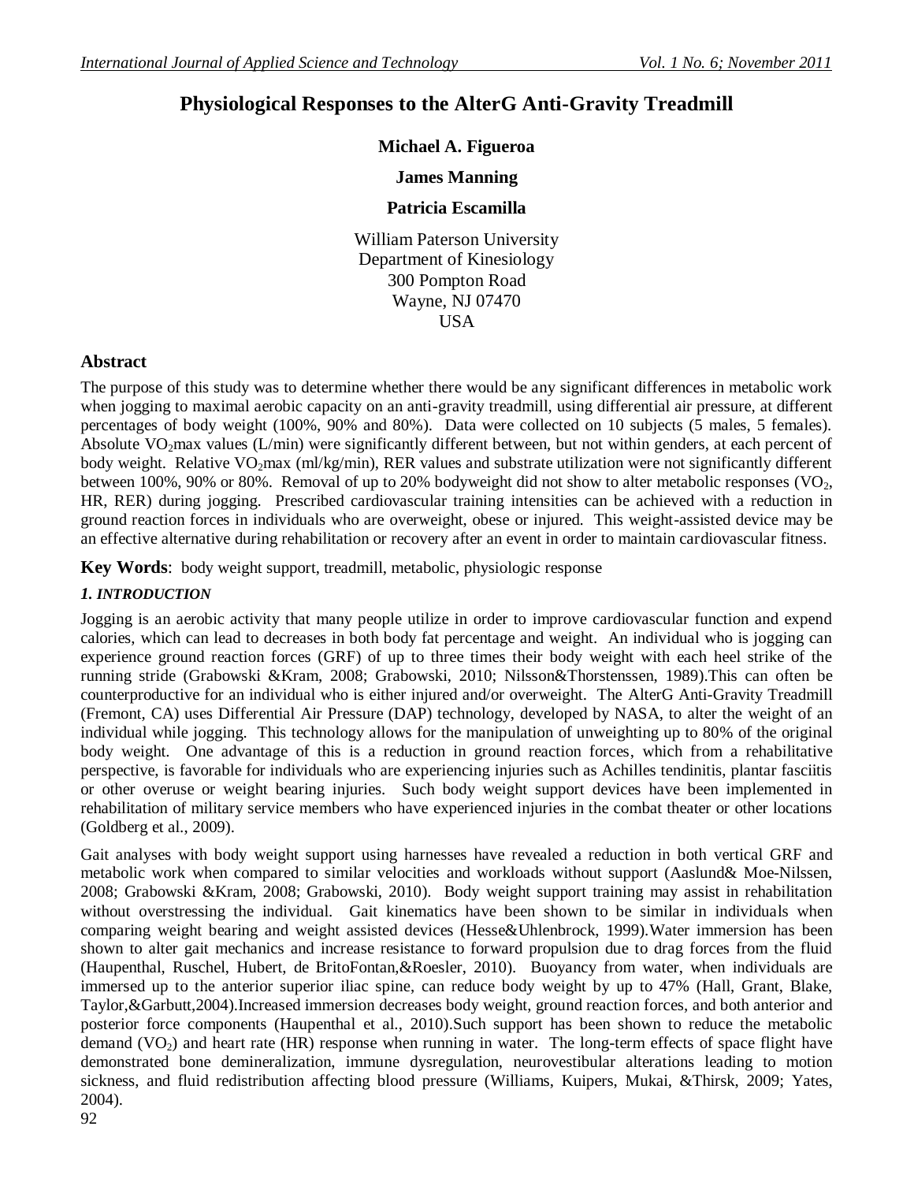# Physiological Responses to the AlterG Anti-Gravity Treadmill

**Michael A. Figueroa**

**James Manning**

**Patricia Escamilla**

William Paterson University
Department of Kinesiology
300 Pompton Road
Wayne, NJ 07470
USA

## Abstract

The purpose of this study was to determine whether there would be any significant differences in metabolic work when jogging to maximal aerobic capacity on an anti-gravity treadmill, using differential air pressure, at different percentages of body weight (100%, 90% and 80%). Data were collected on 10 subjects (5 males, 5 females). Absolute $VO_2$max values (L/min) were significantly different between, but not within genders, at each percent of body weight. Relative $VO_2$max (ml/kg/min), RER values and substrate utilization were not significantly different between 100%, 90% or 80%. Removal of up to 20% bodyweight did not show to alter metabolic responses ($VO_2$, HR, RER) during jogging. Prescribed cardiovascular training intensities can be achieved with a reduction in ground reaction forces in individuals who are overweight, obese or injured. This weight-assisted device may be an effective alternative during rehabilitation or recovery after an event in order to maintain cardiovascular fitness.

**Key Words**: body weight support, treadmill, metabolic, physiologic response

### *1. INTRODUCTION*

Jogging is an aerobic activity that many people utilize in order to improve cardiovascular function and expend calories, which can lead to decreases in both body fat percentage and weight. An individual who is jogging can experience ground reaction forces (GRF) of up to three times their body weight with each heel strike of the running stride (Grabowski &Kram, 2008; Grabowski, 2010; Nilsson&Thorstenssen, 1989).This can often be counterproductive for an individual who is either injured and/or overweight. The AlterG Anti-Gravity Treadmill (Fremont, CA) uses Differential Air Pressure (DAP) technology, developed by NASA, to alter the weight of an individual while jogging. This technology allows for the manipulation of unweighting up to 80% of the original body weight. One advantage of this is a reduction in ground reaction forces, which from a rehabilitative perspective, is favorable for individuals who are experiencing injuries such as Achilles tendinitis, plantar fasciitis or other overuse or weight bearing injuries. Such body weight support devices have been implemented in rehabilitation of military service members who have experienced injuries in the combat theater or other locations (Goldberg et al., 2009).

Gait analyses with body weight support using harnesses have revealed a reduction in both vertical GRF and metabolic work when compared to similar velocities and workloads without support (Aaslund& Moe-Nilssen, 2008; Grabowski &Kram, 2008; Grabowski, 2010). Body weight support training may assist in rehabilitation without overstressing the individual. Gait kinematics have been shown to be similar in individuals when comparing weight bearing and weight assisted devices (Hesse&Uhlenbrock, 1999).Water immersion has been shown to alter gait mechanics and increase resistance to forward propulsion due to drag forces from the fluid (Haupenthal, Ruschel, Hubert, de BritoFontan,&Roesler, 2010). Buoyancy from water, when individuals are immersed up to the anterior superior iliac spine, can reduce body weight by up to 47% (Hall, Grant, Blake, Taylor,&Garbutt,2004).Increased immersion decreases body weight, ground reaction forces, and both anterior and posterior force components (Haupenthal et al., 2010).Such support has been shown to reduce the metabolic demand ($VO_2$) and heart rate (HR) response when running in water. The long-term effects of space flight have demonstrated bone demineralization, immune dysregulation, neurovestibular alterations leading to motion sickness, and fluid redistribution affecting blood pressure (Williams, Kuipers, Mukai, &Thirsk, 2009; Yates, 2004).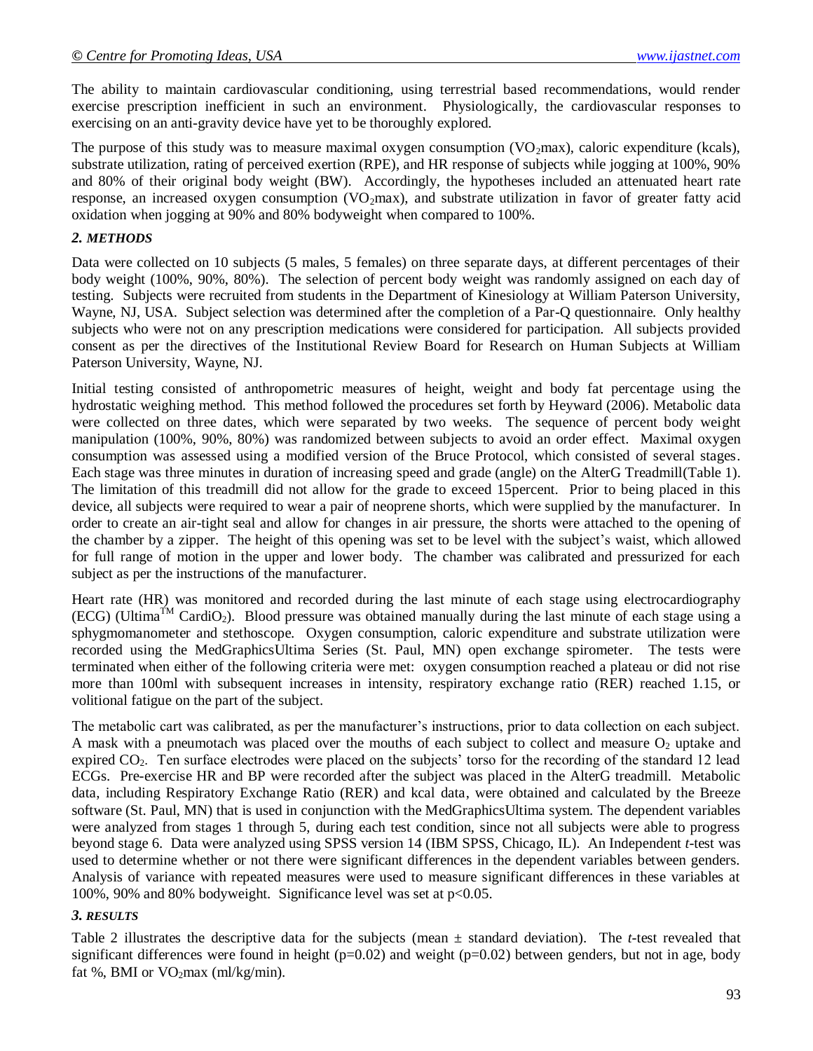The ability to maintain cardiovascular conditioning, using terrestrial based recommendations, would render exercise prescription inefficient in such an environment. Physiologically, the cardiovascular responses to exercising on an anti-gravity device have yet to be thoroughly explored.

The purpose of this study was to measure maximal oxygen consumption ($VO_2$max), caloric expenditure (kcals), substrate utilization, rating of perceived exertion (RPE), and HR response of subjects while jogging at 100%, 90% and 80% of their original body weight (BW). Accordingly, the hypotheses included an attenuated heart rate response, an increased oxygen consumption ($VO_2$max), and substrate utilization in favor of greater fatty acid oxidation when jogging at 90% and 80% bodyweight when compared to 100%.

## *2. METHODS*

Data were collected on 10 subjects (5 males, 5 females) on three separate days, at different percentages of their body weight (100%, 90%, 80%). The selection of percent body weight was randomly assigned on each day of testing. Subjects were recruited from students in the Department of Kinesiology at William Paterson University, Wayne, NJ, USA. Subject selection was determined after the completion of a Par-Q questionnaire. Only healthy subjects who were not on any prescription medications were considered for participation. All subjects provided consent as per the directives of the Institutional Review Board for Research on Human Subjects at William Paterson University, Wayne, NJ.

Initial testing consisted of anthropometric measures of height, weight and body fat percentage using the hydrostatic weighing method. This method followed the procedures set forth by Heyward (2006). Metabolic data were collected on three dates, which were separated by two weeks. The sequence of percent body weight manipulation (100%, 90%, 80%) was randomized between subjects to avoid an order effect. Maximal oxygen consumption was assessed using a modified version of the Bruce Protocol, which consisted of several stages. Each stage was three minutes in duration of increasing speed and grade (angle) on the AlterG Treadmill(Table 1). The limitation of this treadmill did not allow for the grade to exceed 15percent. Prior to being placed in this device, all subjects were required to wear a pair of neoprene shorts, which were supplied by the manufacturer. In order to create an air-tight seal and allow for changes in air pressure, the shorts were attached to the opening of the chamber by a zipper. The height of this opening was set to be level with the subject's waist, which allowed for full range of motion in the upper and lower body. The chamber was calibrated and pressurized for each subject as per the instructions of the manufacturer.

Heart rate (HR) was monitored and recorded during the last minute of each stage using electrocardiography (ECG) (Ultima™ Cardi$O_2$). Blood pressure was obtained manually during the last minute of each stage using a sphygmomanometer and stethoscope. Oxygen consumption, caloric expenditure and substrate utilization were recorded using the MedGraphicsUltima Series (St. Paul, MN) open exchange spirometer. The tests were terminated when either of the following criteria were met: oxygen consumption reached a plateau or did not rise more than 100ml with subsequent increases in intensity, respiratory exchange ratio (RER) reached 1.15, or volitional fatigue on the part of the subject.

The metabolic cart was calibrated, as per the manufacturer's instructions, prior to data collection on each subject. A mask with a pneumotach was placed over the mouths of each subject to collect and measure $O_2$ uptake and expired $CO_2$. Ten surface electrodes were placed on the subjects' torso for the recording of the standard 12 lead ECGs. Pre-exercise HR and BP were recorded after the subject was placed in the AlterG treadmill. Metabolic data, including Respiratory Exchange Ratio (RER) and kcal data, were obtained and calculated by the Breeze software (St. Paul, MN) that is used in conjunction with the MedGraphicsUltima system. The dependent variables were analyzed from stages 1 through 5, during each test condition, since not all subjects were able to progress beyond stage 6. Data were analyzed using SPSS version 14 (IBM SPSS, Chicago, IL). An Independent *t*-test was used to determine whether or not there were significant differences in the dependent variables between genders. Analysis of variance with repeated measures were used to measure significant differences in these variables at 100%, 90% and 80% bodyweight. Significance level was set at $p<0.05$.

## *3. RESULTS*

Table 2 illustrates the descriptive data for the subjects (mean ± standard deviation). The *t*-test revealed that significant differences were found in height ($p=0.02$) and weight ($p=0.02$) between genders, but not in age, body fat %, BMI or $VO_2$max (ml/kg/min).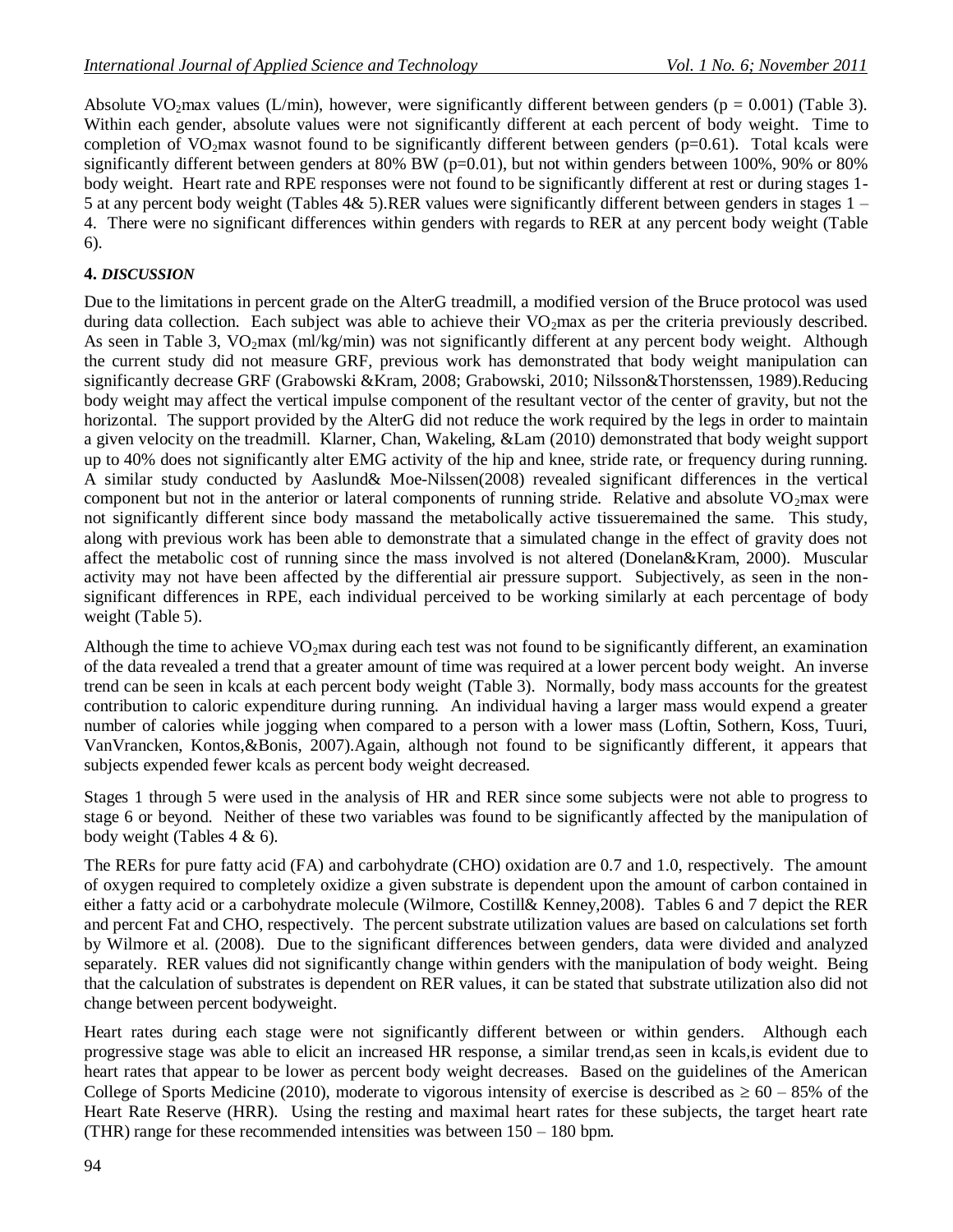Absolute $VO_2$max values (L/min), however, were significantly different between genders ($p = 0.001$) (Table 3). Within each gender, absolute values were not significantly different at each percent of body weight. Time to completion of $VO_2$max wasnot found to be significantly different between genders ($p$=0.61). Total kcals were significantly different between genders at 80% BW ($p$=0.01), but not within genders between 100%, 90% or 80% body weight. Heart rate and RPE responses were not found to be significantly different at rest or during stages 1-5 at any percent body weight (Tables 4& 5).RER values were significantly different between genders in stages 1 – 4. There were no significant differences within genders with regards to RER at any percent body weight (Table 6).

## 4. *DISCUSSION*

Due to the limitations in percent grade on the AlterG treadmill, a modified version of the Bruce protocol was used during data collection. Each subject was able to achieve their $VO_2$max as per the criteria previously described. As seen in Table 3, $VO_2$max (ml/kg/min) was not significantly different at any percent body weight. Although the current study did not measure GRF, previous work has demonstrated that body weight manipulation can significantly decrease GRF (Grabowski &Kram, 2008; Grabowski, 2010; Nilsson&Thorstenssen, 1989).Reducing body weight may affect the vertical impulse component of the resultant vector of the center of gravity, but not the horizontal. The support provided by the AlterG did not reduce the work required by the legs in order to maintain a given velocity on the treadmill. Klarner, Chan, Wakeling, &Lam (2010) demonstrated that body weight support up to 40% does not significantly alter EMG activity of the hip and knee, stride rate, or frequency during running. A similar study conducted by Aaslund& Moe-Nilssen(2008) revealed significant differences in the vertical component but not in the anterior or lateral components of running stride. Relative and absolute $VO_2$max were not significantly different since body massand the metabolically active tissueremained the same. This study, along with previous work has been able to demonstrate that a simulated change in the effect of gravity does not affect the metabolic cost of running since the mass involved is not altered (Donelan&Kram, 2000). Muscular activity may not have been affected by the differential air pressure support. Subjectively, as seen in the non-significant differences in RPE, each individual perceived to be working similarly at each percentage of body weight (Table 5).

Although the time to achieve $VO_2$max during each test was not found to be significantly different, an examination of the data revealed a trend that a greater amount of time was required at a lower percent body weight. An inverse trend can be seen in kcals at each percent body weight (Table 3). Normally, body mass accounts for the greatest contribution to caloric expenditure during running. An individual having a larger mass would expend a greater number of calories while jogging when compared to a person with a lower mass (Loftin, Sothern, Koss, Tuuri, VanVrancken, Kontos,&Bonis, 2007).Again, although not found to be significantly different, it appears that subjects expended fewer kcals as percent body weight decreased.

Stages 1 through 5 were used in the analysis of HR and RER since some subjects were not able to progress to stage 6 or beyond. Neither of these two variables was found to be significantly affected by the manipulation of body weight (Tables 4 & 6).

The RERs for pure fatty acid (FA) and carbohydrate (CHO) oxidation are 0.7 and 1.0, respectively. The amount of oxygen required to completely oxidize a given substrate is dependent upon the amount of carbon contained in either a fatty acid or a carbohydrate molecule (Wilmore, Costill& Kenney,2008). Tables 6 and 7 depict the RER and percent Fat and CHO, respectively. The percent substrate utilization values are based on calculations set forth by Wilmore et al. (2008). Due to the significant differences between genders, data were divided and analyzed separately. RER values did not significantly change within genders with the manipulation of body weight. Being that the calculation of substrates is dependent on RER values, it can be stated that substrate utilization also did not change between percent bodyweight.

Heart rates during each stage were not significantly different between or within genders. Although each progressive stage was able to elicit an increased HR response, a similar trend,as seen in kcals,is evident due to heart rates that appear to be lower as percent body weight decreases. Based on the guidelines of the American College of Sports Medicine (2010), moderate to vigorous intensity of exercise is described as $\geq 60 – 85\%$ of the Heart Rate Reserve (HRR). Using the resting and maximal heart rates for these subjects, the target heart rate (THR) range for these recommended intensities was between 150 – 180 bpm.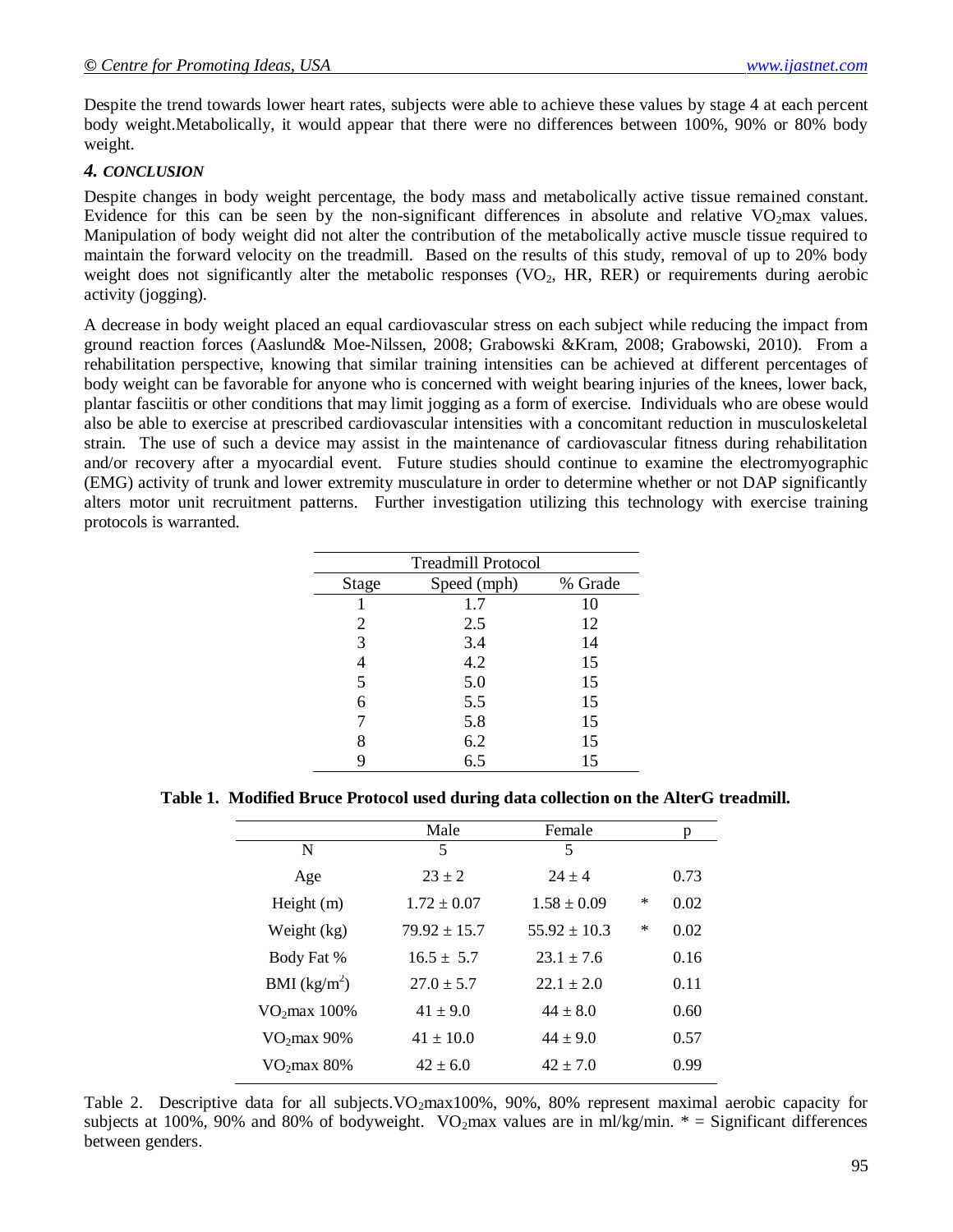Despite the trend towards lower heart rates, subjects were able to achieve these values by stage 4 at each percent body weight.Metabolically, it would appear that there were no differences between 100%, 90% or 80% body weight.

## *4. CONCLUSION*

Despite changes in body weight percentage, the body mass and metabolically active tissue remained constant. Evidence for this can be seen by the non-significant differences in absolute and relative $VO_2$max values. Manipulation of body weight did not alter the contribution of the metabolically active muscle tissue required to maintain the forward velocity on the treadmill. Based on the results of this study, removal of up to 20% body weight does not significantly alter the metabolic responses ($VO_2$, HR, RER) or requirements during aerobic activity (jogging).

A decrease in body weight placed an equal cardiovascular stress on each subject while reducing the impact from ground reaction forces (Aaslund& Moe-Nilssen, 2008; Grabowski &Kram, 2008; Grabowski, 2010). From a rehabilitation perspective, knowing that similar training intensities can be achieved at different percentages of body weight can be favorable for anyone who is concerned with weight bearing injuries of the knees, lower back, plantar fasciitis or other conditions that may limit jogging as a form of exercise. Individuals who are obese would also be able to exercise at prescribed cardiovascular intensities with a concomitant reduction in musculoskeletal strain. The use of such a device may assist in the maintenance of cardiovascular fitness during rehabilitation and/or recovery after a myocardial event. Future studies should continue to examine the electromyographic (EMG) activity of trunk and lower extremity musculature in order to determine whether or not DAP significantly alters motor unit recruitment patterns. Further investigation utilizing this technology with exercise training protocols is warranted.

| Treadmill Protocol | | |
|---|---|---|
| Stage | Speed (mph) | % Grade |
| 1 | 1.7 | 10 |
| 2 | 2.5 | 12 |
| 3 | 3.4 | 14 |
| 4 | 4.2 | 15 |
| 5 | 5.0 | 15 |
| 6 | 5.5 | 15 |
| 7 | 5.8 | 15 |
| 8 | 6.2 | 15 |
| 9 | 6.5 | 15 |

**Table 1. Modified Bruce Protocol used during data collection on the AlterG treadmill.**

| | Male | Female | | p |
|---|---|---|---|---|
| N | 5 | 5 | | |
| Age | 23 ± 2 | 24 ± 4 | | 0.73 |
| Height (m) | 1.72 ± 0.07 | 1.58 ± 0.09 | * | 0.02 |
| Weight (kg) | 79.92 ± 15.7 | 55.92 ± 10.3 | * | 0.02 |
| Body Fat % | 16.5 ± 5.7 | 23.1 ± 7.6 | | 0.16 |
| BMI ($kg/m^2$) | 27.0 ± 5.7 | 22.1 ± 2.0 | | 0.11 |
| $VO_2$max 100% | 41 ± 9.0 | 44 ± 8.0 | | 0.60 |
| $VO_2$max 90% | 41 ± 10.0 | 44 ± 9.0 | | 0.57 |
| $VO_2$max 80% | 42 ± 6.0 | 42 ± 7.0 | | 0.99 |

Table 2. Descriptive data for all subjects.$VO_2$max100%, 90%, 80% represent maximal aerobic capacity for subjects at 100%, 90% and 80% of bodyweight. $VO_2$max values are in ml/kg/min. * = Significant differences between genders.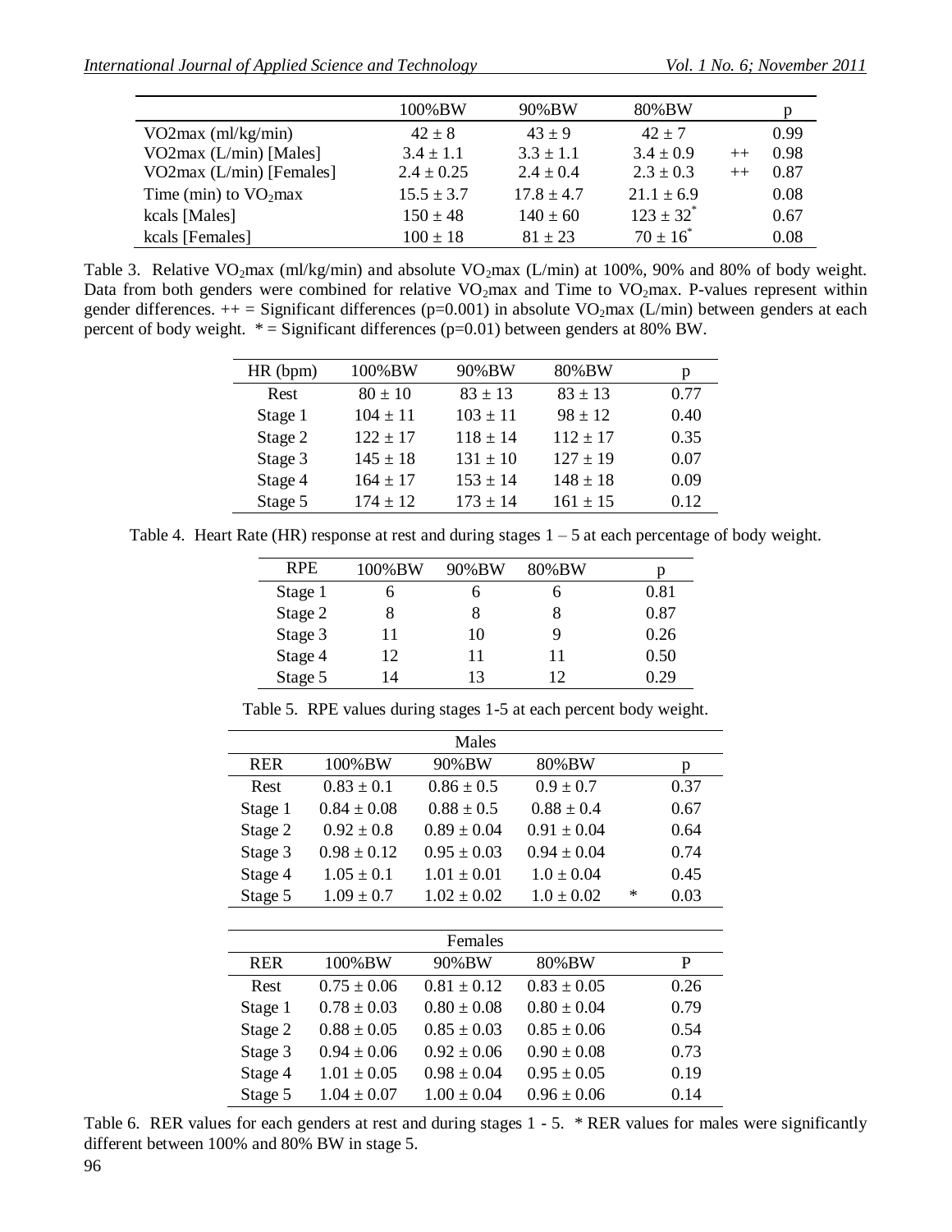| | 100%BW | 90%BW | 80%BW | | p |
|---|---|---|---|---|---|
| VO2max (ml/kg/min) | 42 ± 8 | 43 ± 9 | 42 ± 7 | | 0.99 |
| VO2max (L/min) [Males] | 3.4 ± 1.1 | 3.3 ± 1.1 | 3.4 ± 0.9 | ++ | 0.98 |
| VO2max (L/min) [Females] | 2.4 ± 0.25 | 2.4 ± 0.4 | 2.3 ± 0.3 | ++ | 0.87 |
| Time (min) to $VO_2$max | 15.5 ± 3.7 | 17.8 ± 4.7 | 21.1 ± 6.9 | | 0.08 |
| kcals [Males] | 150 ± 48 | 140 ± 60 | 123 ± 32* | | 0.67 |
| kcals [Females] | 100 ± 18 | 81 ± 23 | 70 ± 16* | | 0.08 |

Table 3. Relative $VO_2$max (ml/kg/min) and absolute $VO_2$max (L/min) at 100%, 90% and 80% of body weight. Data from both genders were combined for relative $VO_2$max and Time to $VO_2$max. P-values represent within gender differences. ++ = Significant differences (p=0.001) in absolute $VO_2$max (L/min) between genders at each percent of body weight. * = Significant differences (p=0.01) between genders at 80% BW.

| HR (bpm) | 100%BW | 90%BW | 80%BW | p |
|---|---|---|---|---|
| Rest | 80 ± 10 | 83 ± 13 | 83 ± 13 | 0.77 |
| Stage 1 | 104 ± 11 | 103 ± 11 | 98 ± 12 | 0.40 |
| Stage 2 | 122 ± 17 | 118 ± 14 | 112 ± 17 | 0.35 |
| Stage 3 | 145 ± 18 | 131 ± 10 | 127 ± 19 | 0.07 |
| Stage 4 | 164 ± 17 | 153 ± 14 | 148 ± 18 | 0.09 |
| Stage 5 | 174 ± 12 | 173 ± 14 | 161 ± 15 | 0.12 |

Table 4. Heart Rate (HR) response at rest and during stages 1 – 5 at each percentage of body weight.

| RPE | 100%BW | 90%BW | 80%BW | p |
|---|---|---|---|---|
| Stage 1 | 6 | 6 | 6 | 0.81 |
| Stage 2 | 8 | 8 | 8 | 0.87 |
| Stage 3 | 11 | 10 | 9 | 0.26 |
| Stage 4 | 12 | 11 | 11 | 0.50 |
| Stage 5 | 14 | 13 | 12 | 0.29 |

Table 5. RPE values during stages 1-5 at each percent body weight.

| Males | | | | | |
|---|---|---|---|---|---|
| RER | 100%BW | 90%BW | 80%BW | | p |
| Rest | 0.83 ± 0.1 | 0.86 ± 0.5 | 0.9 ± 0.7 | | 0.37 |
| Stage 1 | 0.84 ± 0.08 | 0.88 ± 0.5 | 0.88 ± 0.4 | | 0.67 |
| Stage 2 | 0.92 ± 0.8 | 0.89 ± 0.04 | 0.91 ± 0.04 | | 0.64 |
| Stage 3 | 0.98 ± 0.12 | 0.95 ± 0.03 | 0.94 ± 0.04 | | 0.74 |
| Stage 4 | 1.05 ± 0.1 | 1.01 ± 0.01 | 1.0 ± 0.04 | | 0.45 |
| Stage 5 | 1.09 ± 0.7 | 1.02 ± 0.02 | 1.0 ± 0.02 | * | 0.03 |

| Females | | | | |
|---|---|---|---|---|
| RER | 100%BW | 90%BW | 80%BW | P |
| Rest | 0.75 ± 0.06 | 0.81 ± 0.12 | 0.83 ± 0.05 | 0.26 |
| Stage 1 | 0.78 ± 0.03 | 0.80 ± 0.08 | 0.80 ± 0.04 | 0.79 |
| Stage 2 | 0.88 ± 0.05 | 0.85 ± 0.03 | 0.85 ± 0.06 | 0.54 |
| Stage 3 | 0.94 ± 0.06 | 0.92 ± 0.06 | 0.90 ± 0.08 | 0.73 |
| Stage 4 | 1.01 ± 0.05 | 0.98 ± 0.04 | 0.95 ± 0.05 | 0.19 |
| Stage 5 | 1.04 ± 0.07 | 1.00 ± 0.04 | 0.96 ± 0.06 | 0.14 |

Table 6. RER values for each genders at rest and during stages 1 - 5. * RER values for males were significantly different between 100% and 80% BW in stage 5.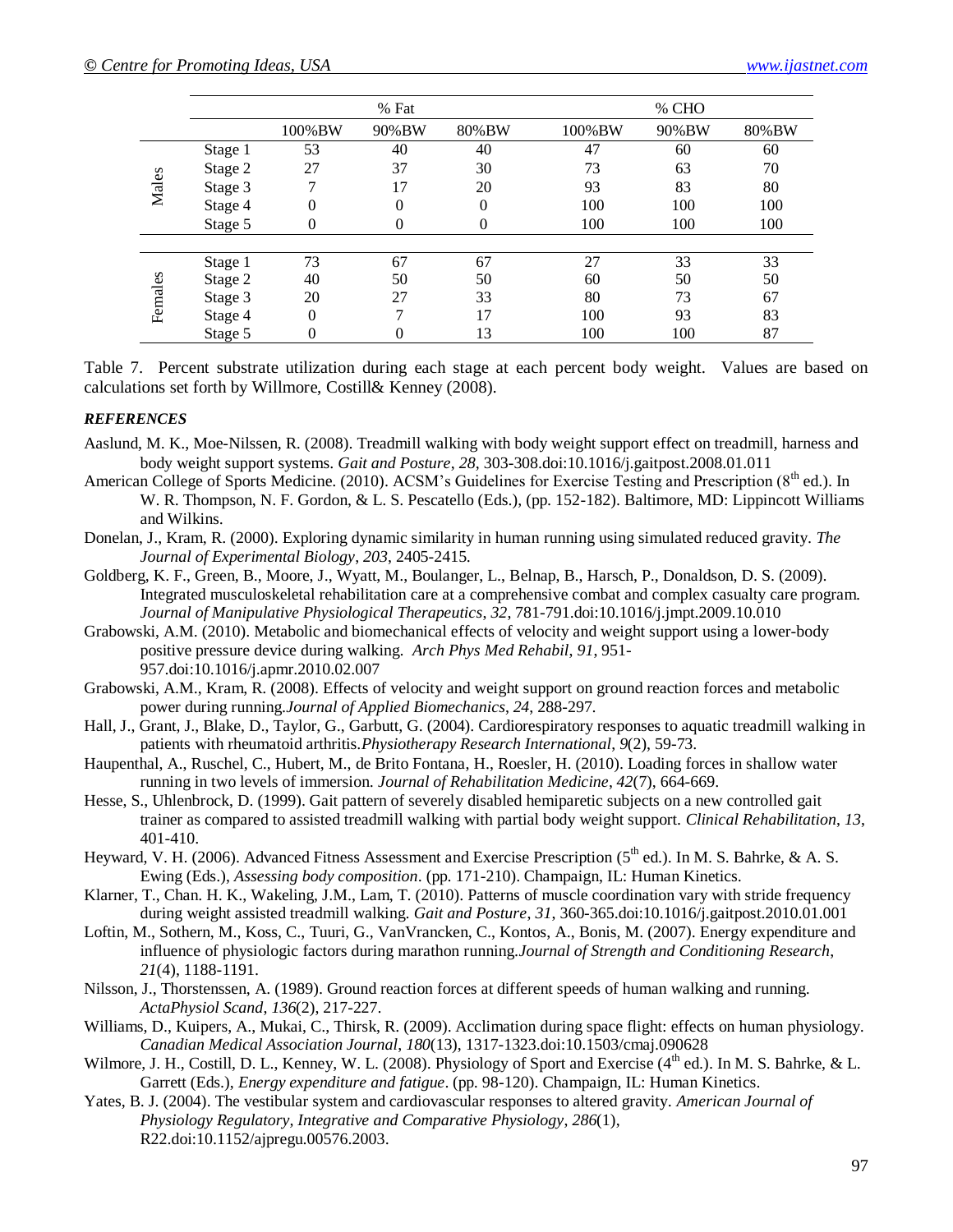| | | % Fat | | | % CHO | | |
|---|---|---|---|---|---|---|---|
| | | 100%BW | 90%BW | 80%BW | 100%BW | 90%BW | 80%BW |
| Males | Stage 1 | 53 | 40 | 40 | 47 | 60 | 60 |
| | Stage 2 | 27 | 37 | 30 | 73 | 63 | 70 |
| | Stage 3 | 7 | 17 | 20 | 93 | 83 | 80 |
| | Stage 4 | 0 | 0 | 0 | 100 | 100 | 100 |
| | Stage 5 | 0 | 0 | 0 | 100 | 100 | 100 |
| Females | Stage 1 | 73 | 67 | 67 | 27 | 33 | 33 |
| | Stage 2 | 40 | 50 | 50 | 60 | 50 | 50 |
| | Stage 3 | 20 | 27 | 33 | 80 | 73 | 67 |
| | Stage 4 | 0 | 7 | 17 | 100 | 93 | 83 |
| | Stage 5 | 0 | 0 | 13 | 100 | 100 | 87 |

Table 7. Percent substrate utilization during each stage at each percent body weight. Values are based on calculations set forth by Willmore, Costill& Kenney (2008).

### *REFERENCES*

Aaslund, M. K., Moe-Nilssen, R. (2008). Treadmill walking with body weight support effect on treadmill, harness and body weight support systems. *Gait and Posture*, *28*, 303-308.doi:10.1016/j.gaitpost.2008.01.011

American College of Sports Medicine. (2010). ACSM's Guidelines for Exercise Testing and Prescription (8th ed.). In W. R. Thompson, N. F. Gordon, & L. S. Pescatello (Eds.), (pp. 152-182). Baltimore, MD: Lippincott Williams and Wilkins.

Donelan, J., Kram, R. (2000). Exploring dynamic similarity in human running using simulated reduced gravity. *The Journal of Experimental Biology*, *203*, 2405-2415.

Goldberg, K. F., Green, B., Moore, J., Wyatt, M., Boulanger, L., Belnap, B., Harsch, P., Donaldson, D. S. (2009). Integrated musculoskeletal rehabilitation care at a comprehensive combat and complex casualty care program. *Journal of Manipulative Physiological Therapeutics*, *32*, 781-791.doi:10.1016/j.jmpt.2009.10.010

Grabowski, A.M. (2010). Metabolic and biomechanical effects of velocity and weight support using a lower-body positive pressure device during walking. *Arch Phys Med Rehabil*, *91*, 951-957.doi:10.1016/j.apmr.2010.02.007

Grabowski, A.M., Kram, R. (2008). Effects of velocity and weight support on ground reaction forces and metabolic power during running.*Journal of Applied Biomechanics*, *24*, 288-297.

Hall, J., Grant, J., Blake, D., Taylor, G., Garbutt, G. (2004). Cardiorespiratory responses to aquatic treadmill walking in patients with rheumatoid arthritis.*Physiotherapy Research International*, *9*(2), 59-73.

Haupenthal, A., Ruschel, C., Hubert, M., de Brito Fontana, H., Roesler, H. (2010). Loading forces in shallow water running in two levels of immersion. *Journal of Rehabilitation Medicine*, *42*(7), 664-669.

Hesse, S., Uhlenbrock, D. (1999). Gait pattern of severely disabled hemiparetic subjects on a new controlled gait trainer as compared to assisted treadmill walking with partial body weight support. *Clinical Rehabilitation*, *13*, 401-410.

Heyward, V. H. (2006). Advanced Fitness Assessment and Exercise Prescription (5th ed.). In M. S. Bahrke, & A. S. Ewing (Eds.), *Assessing body composition*. (pp. 171-210). Champaign, IL: Human Kinetics.

Klarner, T., Chan. H. K., Wakeling, J.M., Lam, T. (2010). Patterns of muscle coordination vary with stride frequency during weight assisted treadmill walking. *Gait and Posture*, *31*, 360-365.doi:10.1016/j.gaitpost.2010.01.001

Loftin, M., Sothern, M., Koss, C., Tuuri, G., VanVrancken, C., Kontos, A., Bonis, M. (2007). Energy expenditure and influence of physiologic factors during marathon running.*Journal of Strength and Conditioning Research*, *21*(4), 1188-1191.

Nilsson, J., Thorstenssen, A. (1989). Ground reaction forces at different speeds of human walking and running. *ActaPhysiol Scand*, *136*(2), 217-227.

Williams, D., Kuipers, A., Mukai, C., Thirsk, R. (2009). Acclimation during space flight: effects on human physiology. *Canadian Medical Association Journal*, *180*(13), 1317-1323.doi:10.1503/cmaj.090628

Wilmore, J. H., Costill, D. L., Kenney, W. L. (2008). Physiology of Sport and Exercise (4th ed.). In M. S. Bahrke, & L. Garrett (Eds.), *Energy expenditure and fatigue*. (pp. 98-120). Champaign, IL: Human Kinetics.

Yates, B. J. (2004). The vestibular system and cardiovascular responses to altered gravity. *American Journal of Physiology Regulatory, Integrative and Comparative Physiology*, *286*(1), R22.doi:10.1152/ajpregu.00576.2003.